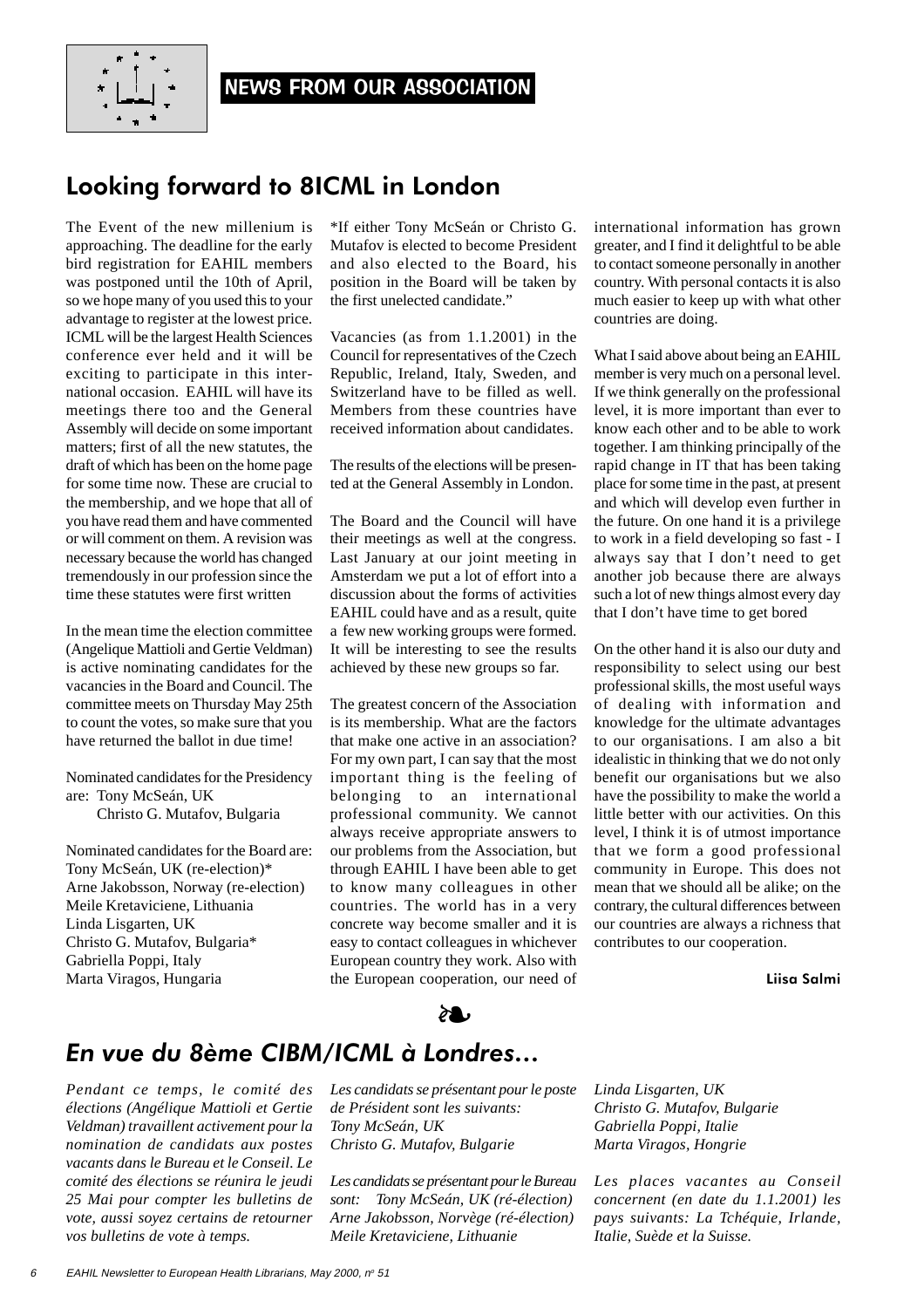NEWS FROM OUR ASSOCIATION

## Looking forward to 8ICML in London

The Event of the new millenium is approaching. The deadline for the early bird registration for EAHIL members was postponed until the 10th of April, so we hope many of you used this to your advantage to register at the lowest price. ICML will be the largest Health Sciences conference ever held and it will be exciting to participate in this international occasion. EAHIL will have its meetings there too and the General Assembly will decide on some important matters; first of all the new statutes, the draft of which has been on the home page for some time now. These are crucial to the membership, and we hope that all of you have read them and have commented or will comment on them. A revision was necessary because the world has changed tremendously in our profession since the time these statutes were first written

In the mean time the election committee (Angelique Mattioli and Gertie Veldman) is active nominating candidates for the vacancies in the Board and Council. The committee meets on Thursday May 25th to count the votes, so make sure that you have returned the ballot in due time!

Nominated candidates for the Presidency are: Tony McSeán, UK
Christo G. Mutafov, Bulgaria

Nominated candidates for the Board are:
Tony McSeán, UK (re-election)*
Arne Jakobsson, Norway (re-election)
Meile Kretaviciene, Lithuania
Linda Lisgarten, UK
Christo G. Mutafov, Bulgaria*
Gabriella Poppi, Italy
Marta Viragos, Hungaria

*If either Tony McSeán or Christo G. Mutafov is elected to become President and also elected to the Board, his position in the Board will be taken by the first unelected candidate."

Vacancies (as from 1.1.2001) in the Council for representatives of the Czech Republic, Ireland, Italy, Sweden, and Switzerland have to be filled as well. Members from these countries have received information about candidates.

The results of the elections will be presented at the General Assembly in London.

The Board and the Council will have their meetings as well at the congress. Last January at our joint meeting in Amsterdam we put a lot of effort into a discussion about the forms of activities EAHIL could have and as a result, quite a few new working groups were formed. It will be interesting to see the results achieved by these new groups so far.

The greatest concern of the Association is its membership. What are the factors that make one active in an association? For my own part, I can say that the most important thing is the feeling of belonging to an international professional community. We cannot always receive appropriate answers to our problems from the Association, but through EAHIL I have been able to get to know many colleagues in other countries. The world has in a very concrete way become smaller and it is easy to contact colleagues in whichever European country they work. Also with the European cooperation, our need of international information has grown greater, and I find it delightful to be able to contact someone personally in another country. With personal contacts it is also much easier to keep up with what other countries are doing.

What I said above about being an EAHIL member is very much on a personal level. If we think generally on the professional level, it is more important than ever to know each other and to be able to work together. I am thinking principally of the rapid change in IT that has been taking place for some time in the past, at present and which will develop even further in the future. On one hand it is a privilege to work in a field developing so fast - I always say that I don't need to get another job because there are always such a lot of new things almost every day that I don't have time to get bored

On the other hand it is also our duty and responsibility to select using our best professional skills, the most useful ways of dealing with information and knowledge for the ultimate advantages to our organisations. I am also a bit idealistic in thinking that we do not only benefit our organisations but we also have the possibility to make the world a little better with our activities. On this level, I think it is of utmost importance that we form a good professional community in Europe. This does not mean that we should all be alike; on the contrary, the cultural differences between our countries are always a richness that contributes to our cooperation.

**Liisa Salmi**

❧

## *En vue du 8ème CIBM/ICML à Londres…*

*Pendant ce temps, le comité des élections (Angélique Mattioli et Gertie Veldman) travaillent activement pour la nomination de candidats aux postes vacants dans le Bureau et le Conseil. Le comité des élections se réunira le jeudi 25 Mai pour compter les bulletins de vote, aussi soyez certains de retourner vos bulletins de vote à temps.*

*Les candidats se présentant pour le poste de Président sont les suivants:*
*Tony McSeán, UK*
*Christo G. Mutafov, Bulgarie*

*Les candidats se présentant pour le Bureau sont: Tony McSeán, UK (ré-élection)*
*Arne Jakobsson, Norvège (ré-élection)*
*Meile Kretaviciene, Lithuanie*
*Linda Lisgarten, UK*
*Christo G. Mutafov, Bulgarie*
*Gabriella Poppi, Italie*
*Marta Viragos, Hongrie*

*Les places vacantes au Conseil concernent (en date du 1.1.2001) les pays suivants: La Tchéquie, Irlande, Italie, Suède et la Suisse.*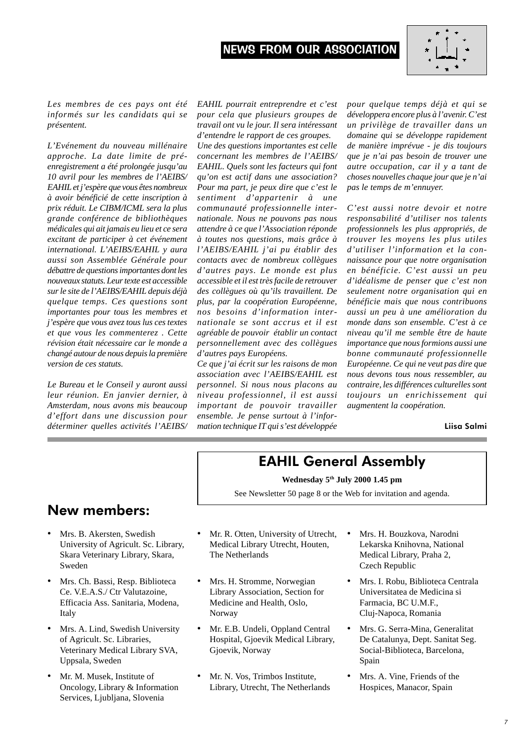*Les membres de ces pays ont été informés sur les candidats qui se présentent.*

*L'Evénement du nouveau millénaire approche. La date limite de pré-enregistrement a été prolongée jusqu'au 10 avril pour les membres de l'AEIBS/EAHIL et j'espère que vous êtes nombreux à avoir bénéficié de cette inscription à prix réduit. Le CIBM/ICML sera la plus grande conférence de bibliothèques médicales qui ait jamais eu lieu et ce sera excitant de participer à cet événement international. L'AEIBS/EAHIL y aura aussi son Assemblée Générale pour débattre de questions importantes dont les nouveaux statuts. Leur texte est accessible sur le site de l'AEIBS/EAHIL depuis déjà quelque temps. Ces questions sont importantes pour tous les membres et j'espère que vous avez tous lus ces textes et que vous les commenterez . Cette révision était nécessaire car le monde a changé autour de nous depuis la première version de ces statuts.*

*Le Bureau et le Conseil y auront aussi leur réunion. En janvier dernier, à Amsterdam, nous avons mis beaucoup d'effort dans une discussion pour déterminer quelles activités l'AEIBS/EAHIL pourrait entreprendre et c'est pour cela que plusieurs groupes de travail ont vu le jour. Il sera intéressant d'entendre le rapport de ces groupes.*

*Une des questions importantes est celle concernant les membres de l'AEIBS/EAHIL. Quels sont les facteurs qui font qu'on est actif dans une association? Pour ma part, je peux dire que c'est le sentiment d'appartenir à une communauté professionnelle internationale. Nous ne pouvons pas nous attendre à ce que l'Association réponde à toutes nos questions, mais grâce à l'AEIBS/EAHIL j'ai pu établir des contacts avec de nombreux collègues d'autres pays. Le monde est plus accessible et il est très facile de retrouver des collègues où qu'ils travaillent. De plus, par la coopération Européenne, nos besoins d'information internationale se sont accrus et il est agréable de pouvoir établir un contact personnellement avec des collègues d'autres pays Européens.*

*Ce que j'ai écrit sur les raisons de mon association avec l'AEIBS/EAHIL est personnel. Si nous nous placons au niveau professionnel, il est aussi important de pouvoir travailler ensemble. Je pense surtout à l'information technique IT qui s'est développée pour quelque temps déjà et qui se développera encore plus à l'avenir. C'est un privilège de travailler dans un domaine qui se développe rapidement de manière imprévue - je dis toujours que je n'ai pas besoin de trouver une autre occupation, car il y a tant de choses nouvelles chaque jour que je n'ai pas le temps de m'ennuyer.*

*C'est aussi notre devoir et notre responsabilité d'utiliser nos talents professionnels les plus appropriés, de trouver les moyens les plus utiles d'utiliser l'information et la connaissance pour que notre organisation en bénéficie. C'est aussi un peu d'idéalisme de penser que c'est non seulement notre organisation qui en bénéficie mais que nous contribuons aussi un peu à une amélioration du monde dans son ensemble. C'est à ce niveau qu'il me semble être de haute importance que nous formions aussi une bonne communauté professionnelle Européenne. Ce qui ne veut pas dire que nous devons tous nous ressembler, au contraire, les différences culturelles sont toujours un enrichissement qui augmentent la coopération.*

**Liisa Salmi**

## EAHIL General Assembly

**Wednesday 5th July 2000 1.45 pm**

See Newsletter 50 page 8 or the Web for invitation and agenda.

## New members:

- Mrs. B. Akersten, Swedish University of Agricult. Sc. Library, Skara Veterinary Library, Skara, Sweden
- Mrs. Ch. Bassi, Resp. Biblioteca Ce. V.E.A.S./ Ctr Valutazoine, Efficacia Ass. Sanitaria, Modena, Italy
- Mrs. A. Lind, Swedish University of Agricult. Sc. Libraries, Veterinary Medical Library SVA, Uppsala, Sweden
- Mr. M. Musek, Institute of Oncology, Library & Information Services, Ljubljana, Slovenia
- Mr. R. Otten, University of Utrecht, Medical Library Utrecht, Houten, The Netherlands
- Mrs. H. Stromme, Norwegian Library Association, Section for Medicine and Health, Oslo, Norway
- Mr. E.B. Undeli, Oppland Central Hospital, Gjoevik Medical Library, Gjoevik, Norway
- Mr. N. Vos, Trimbos Institute, Library, Utrecht, The Netherlands
- Mrs. H. Bouzkova, Narodni Lekarska Knihovna, National Medical Library, Praha 2, Czech Republic
- Mrs. I. Robu, Biblioteca Centrala Universitatea de Medicina si Farmacia, BC U.M.F., Cluj-Napoca, Romania
- Mrs. G. Serra-Mina, Generalitat De Catalunya, Dept. Sanitat Seg. Social-Biblioteca, Barcelona, Spain
- Mrs. A. Vine, Friends of the Hospices, Manacor, Spain